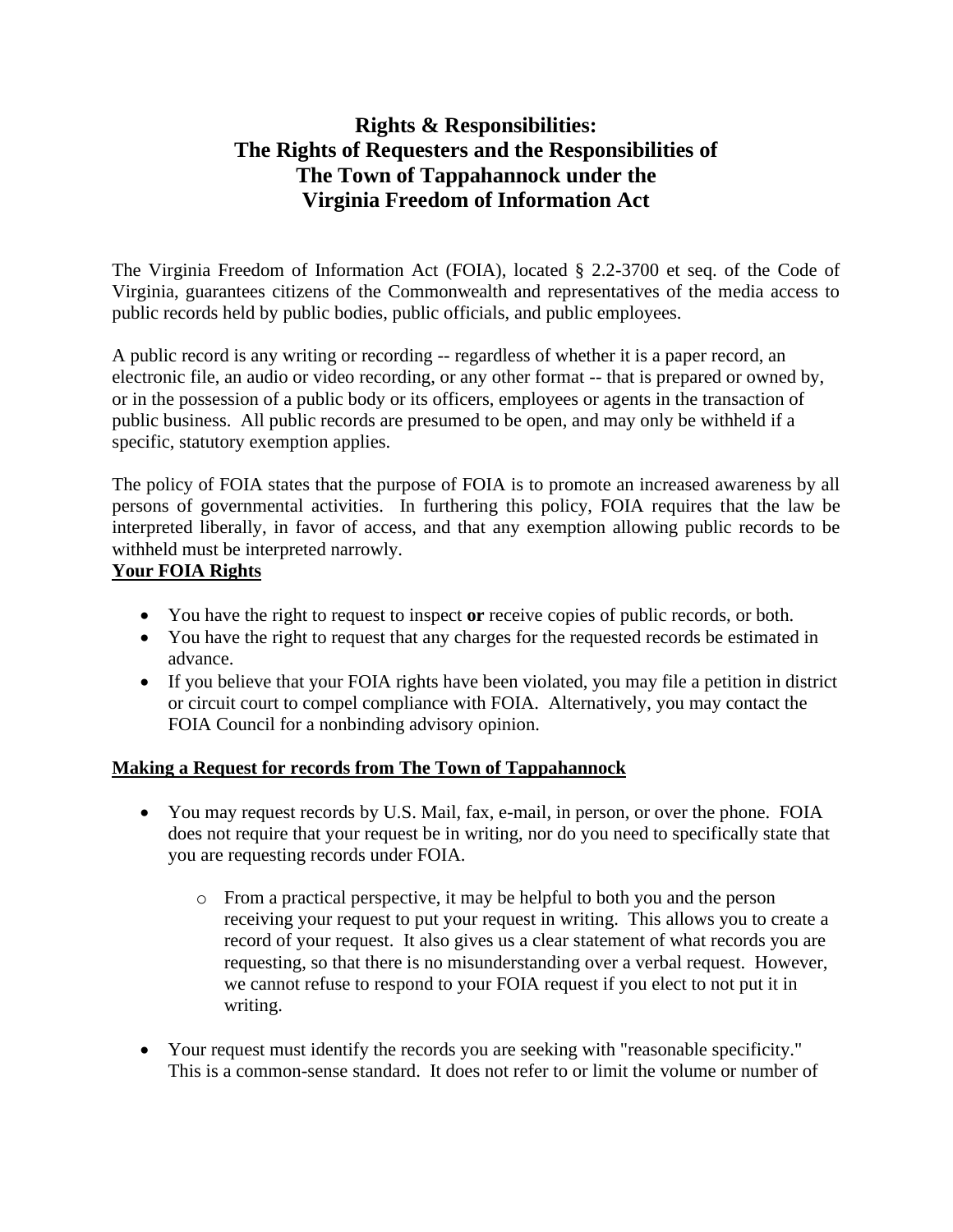# Rights & Responsibilities: The Rights of Requesters and the Responsibilities of The Town of Tappahannock under the Virginia Freedom of Information Act

The Virginia Freedom of Information Act (FOIA), located § 2.2-3700 et seq. of the Code of Virginia, guarantees citizens of the Commonwealth and representatives of the media access to public records held by public bodies, public officials, and public employees.

A public record is any writing or recording -- regardless of whether it is a paper record, an electronic file, an audio or video recording, or any other format -- that is prepared or owned by, or in the possession of a public body or its officers, employees or agents in the transaction of public business. All public records are presumed to be open, and may only be withheld if a specific, statutory exemption applies.

The policy of FOIA states that the purpose of FOIA is to promote an increased awareness by all persons of governmental activities. In furthering this policy, FOIA requires that the law be interpreted liberally, in favor of access, and that any exemption allowing public records to be withheld must be interpreted narrowly.

## Your FOIA Rights

- You have the right to request to inspect **or** receive copies of public records, or both.
- You have the right to request that any charges for the requested records be estimated in advance.
- If you believe that your FOIA rights have been violated, you may file a petition in district or circuit court to compel compliance with FOIA. Alternatively, you may contact the FOIA Council for a nonbinding advisory opinion.

## Making a Request for records from The Town of Tappahannock

- You may request records by U.S. Mail, fax, e-mail, in person, or over the phone. FOIA does not require that your request be in writing, nor do you need to specifically state that you are requesting records under FOIA.
  - From a practical perspective, it may be helpful to both you and the person receiving your request to put your request in writing. This allows you to create a record of your request. It also gives us a clear statement of what records you are requesting, so that there is no misunderstanding over a verbal request. However, we cannot refuse to respond to your FOIA request if you elect to not put it in writing.
- Your request must identify the records you are seeking with "reasonable specificity." This is a common-sense standard. It does not refer to or limit the volume or number of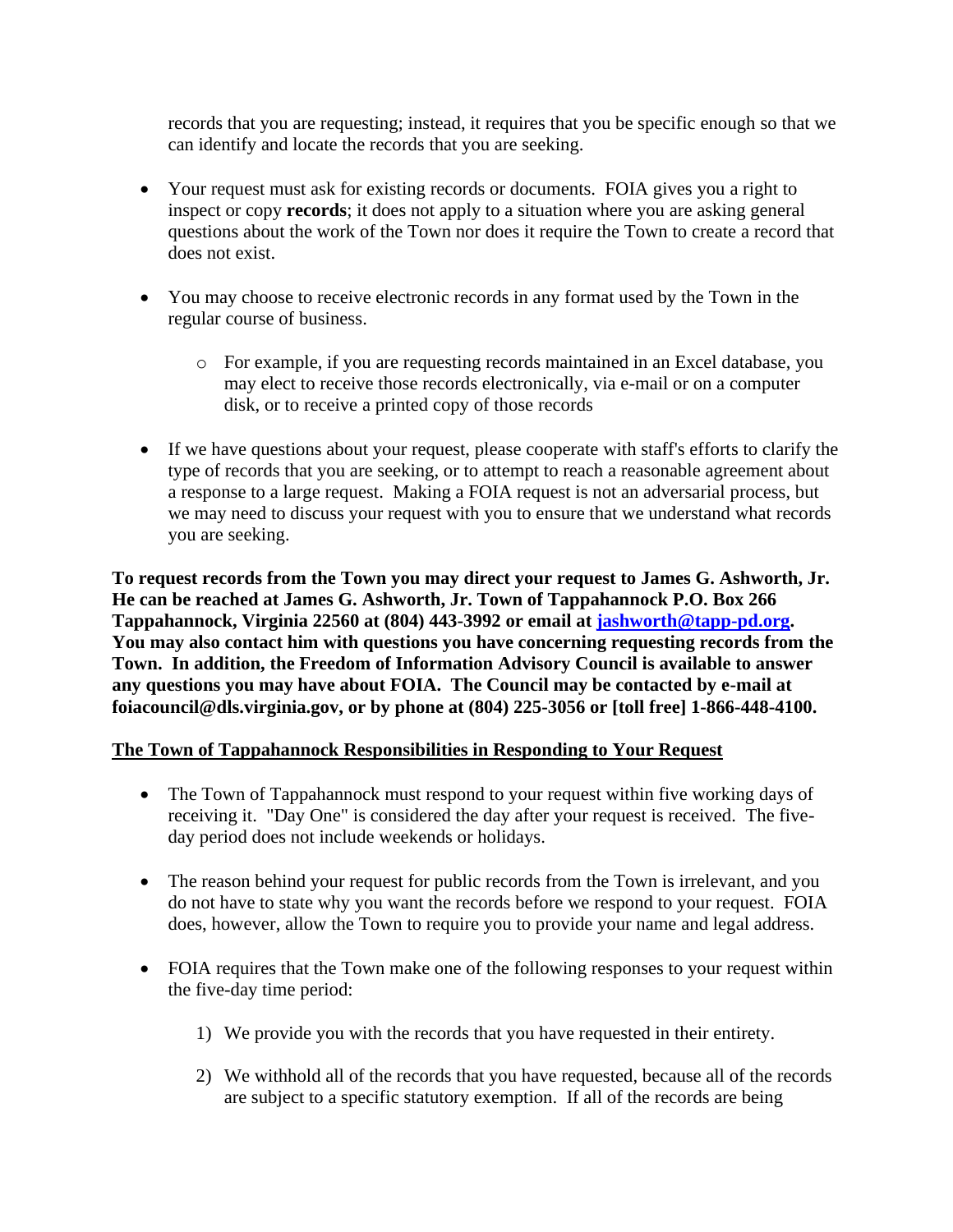records that you are requesting; instead, it requires that you be specific enough so that we can identify and locate the records that you are seeking.

- Your request must ask for existing records or documents. FOIA gives you a right to inspect or copy **records**; it does not apply to a situation where you are asking general questions about the work of the Town nor does it require the Town to create a record that does not exist.

- You may choose to receive electronic records in any format used by the Town in the regular course of business.

    - For example, if you are requesting records maintained in an Excel database, you may elect to receive those records electronically, via e-mail or on a computer disk, or to receive a printed copy of those records

- If we have questions about your request, please cooperate with staff's efforts to clarify the type of records that you are seeking, or to attempt to reach a reasonable agreement about a response to a large request. Making a FOIA request is not an adversarial process, but we may need to discuss your request with you to ensure that we understand what records you are seeking.

**To request records from the Town you may direct your request to James G. Ashworth, Jr. He can be reached at James G. Ashworth, Jr. Town of Tappahannock P.O. Box 266 Tappahannock, Virginia 22560 at (804) 443-3992 or email at jashworth@tapp-pd.org. You may also contact him with questions you have concerning requesting records from the Town. In addition, the Freedom of Information Advisory Council is available to answer any questions you may have about FOIA. The Council may be contacted by e-mail at foiacouncil@dls.virginia.gov, or by phone at (804) 225-3056 or [toll free] 1-866-448-4100.**

## The Town of Tappahannock Responsibilities in Responding to Your Request

- The Town of Tappahannock must respond to your request within five working days of receiving it. "Day One" is considered the day after your request is received. The five-day period does not include weekends or holidays.

- The reason behind your request for public records from the Town is irrelevant, and you do not have to state why you want the records before we respond to your request. FOIA does, however, allow the Town to require you to provide your name and legal address.

- FOIA requires that the Town make one of the following responses to your request within the five-day time period:

    1) We provide you with the records that you have requested in their entirety.

    2) We withhold all of the records that you have requested, because all of the records are subject to a specific statutory exemption. If all of the records are being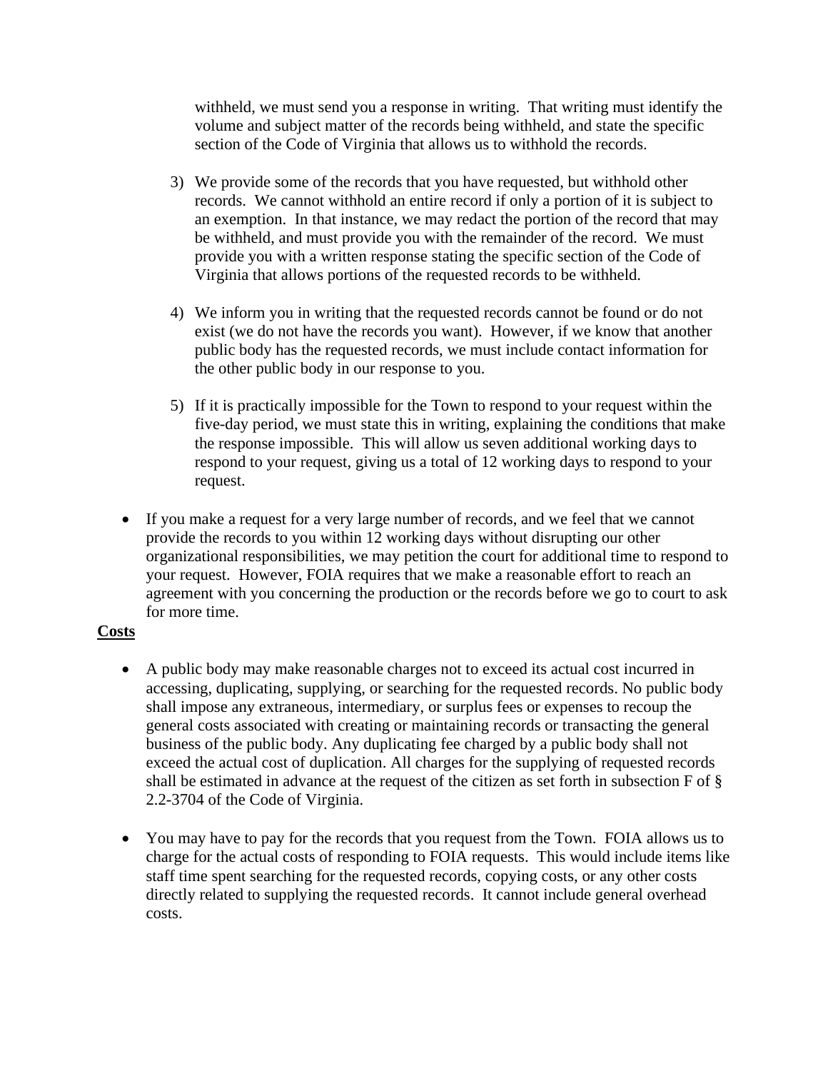withheld, we must send you a response in writing. That writing must identify the volume and subject matter of the records being withheld, and state the specific section of the Code of Virginia that allows us to withhold the records.

3) We provide some of the records that you have requested, but withhold other records. We cannot withhold an entire record if only a portion of it is subject to an exemption. In that instance, we may redact the portion of the record that may be withheld, and must provide you with the remainder of the record. We must provide you with a written response stating the specific section of the Code of Virginia that allows portions of the requested records to be withheld.

4) We inform you in writing that the requested records cannot be found or do not exist (we do not have the records you want). However, if we know that another public body has the requested records, we must include contact information for the other public body in our response to you.

5) If it is practically impossible for the Town to respond to your request within the five-day period, we must state this in writing, explaining the conditions that make the response impossible. This will allow us seven additional working days to respond to your request, giving us a total of 12 working days to respond to your request.

- If you make a request for a very large number of records, and we feel that we cannot provide the records to you within 12 working days without disrupting our other organizational responsibilities, we may petition the court for additional time to respond to your request. However, FOIA requires that we make a reasonable effort to reach an agreement with you concerning the production or the records before we go to court to ask for more time.

**Costs**

- A public body may make reasonable charges not to exceed its actual cost incurred in accessing, duplicating, supplying, or searching for the requested records. No public body shall impose any extraneous, intermediary, or surplus fees or expenses to recoup the general costs associated with creating or maintaining records or transacting the general business of the public body. Any duplicating fee charged by a public body shall not exceed the actual cost of duplication. All charges for the supplying of requested records shall be estimated in advance at the request of the citizen as set forth in subsection F of § 2.2-3704 of the Code of Virginia.

- You may have to pay for the records that you request from the Town. FOIA allows us to charge for the actual costs of responding to FOIA requests. This would include items like staff time spent searching for the requested records, copying costs, or any other costs directly related to supplying the requested records. It cannot include general overhead costs.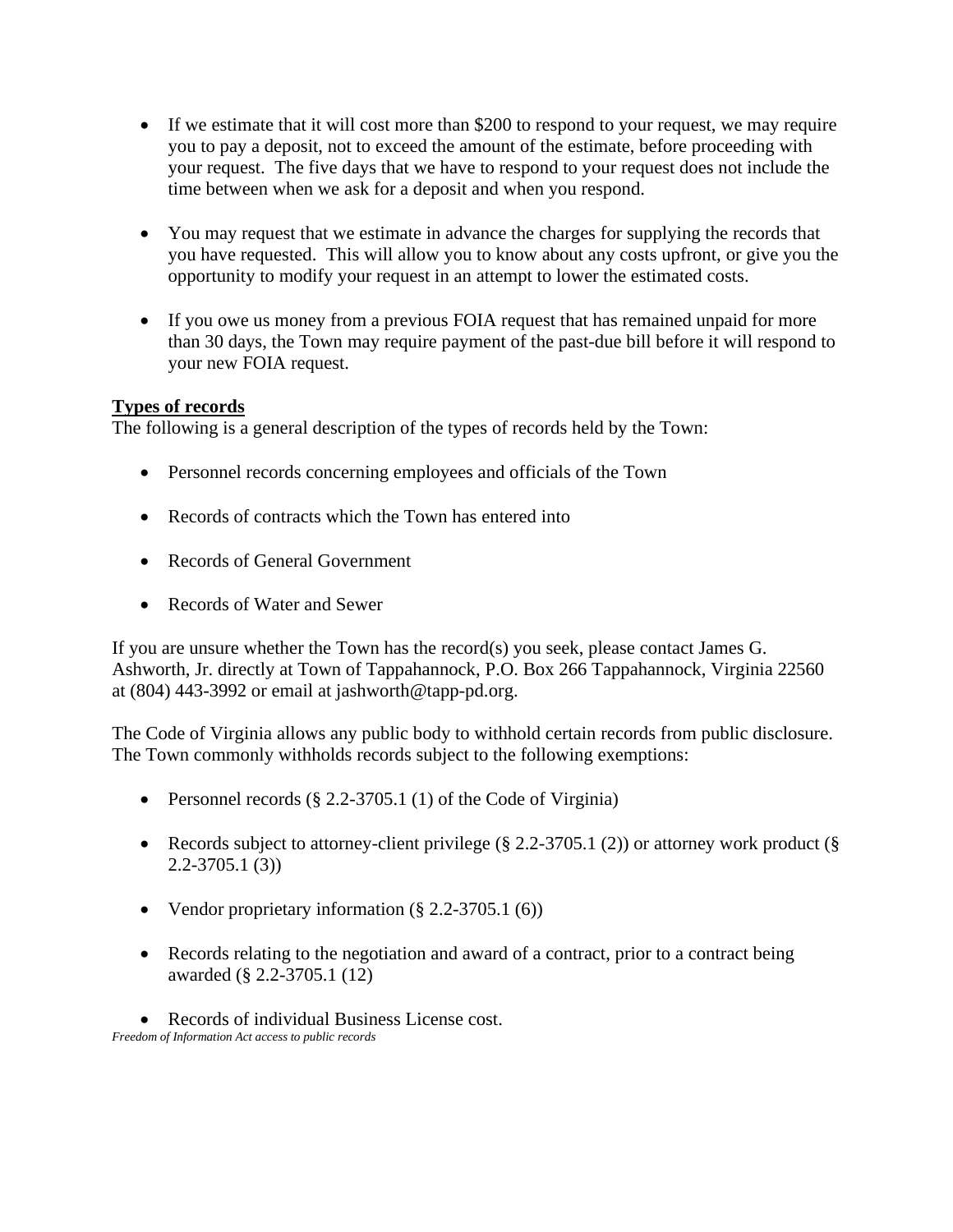- If we estimate that it will cost more than $200 to respond to your request, we may require you to pay a deposit, not to exceed the amount of the estimate, before proceeding with your request. The five days that we have to respond to your request does not include the time between when we ask for a deposit and when you respond.

- You may request that we estimate in advance the charges for supplying the records that you have requested. This will allow you to know about any costs upfront, or give you the opportunity to modify your request in an attempt to lower the estimated costs.

- If you owe us money from a previous FOIA request that has remained unpaid for more than 30 days, the Town may require payment of the past-due bill before it will respond to your new FOIA request.

**Types of records**

The following is a general description of the types of records held by the Town:

- Personnel records concerning employees and officials of the Town

- Records of contracts which the Town has entered into

- Records of General Government

- Records of Water and Sewer

If you are unsure whether the Town has the record(s) you seek, please contact James G. Ashworth, Jr. directly at Town of Tappahannock, P.O. Box 266 Tappahannock, Virginia 22560 at (804) 443-3992 or email at jashworth@tapp-pd.org.

The Code of Virginia allows any public body to withhold certain records from public disclosure. The Town commonly withholds records subject to the following exemptions:

- Personnel records (§ 2.2-3705.1 (1) of the Code of Virginia)

- Records subject to attorney-client privilege (§ 2.2-3705.1 (2)) or attorney work product (§ 2.2-3705.1 (3))

- Vendor proprietary information (§ 2.2-3705.1 (6))

- Records relating to the negotiation and award of a contract, prior to a contract being awarded (§ 2.2-3705.1 (12)

- Records of individual Business License cost.